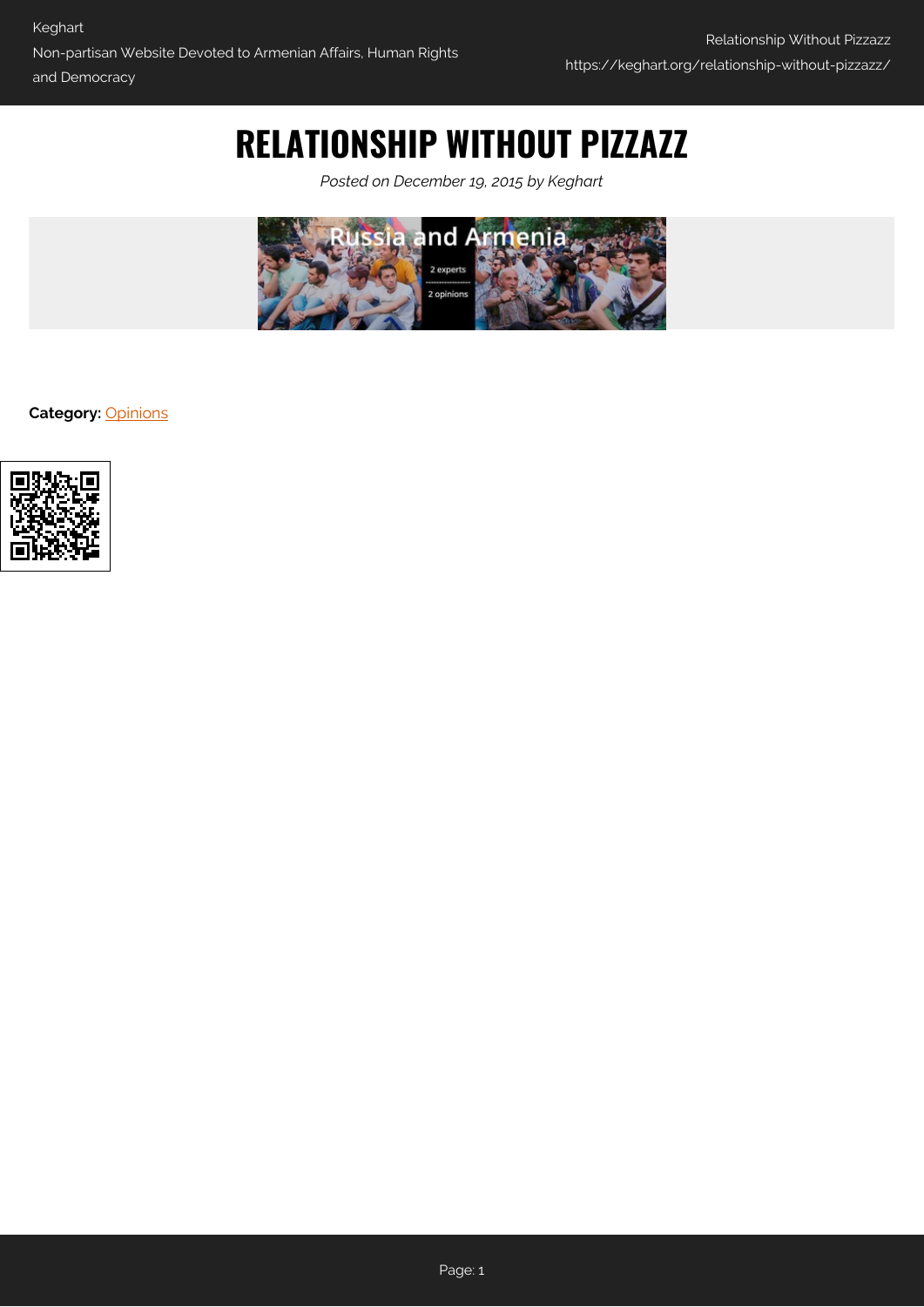# RELATIONSHIP WITHOUT PIZZAZZ

*Posted on December 19, 2015 by Keghart*

**Category:** Opinions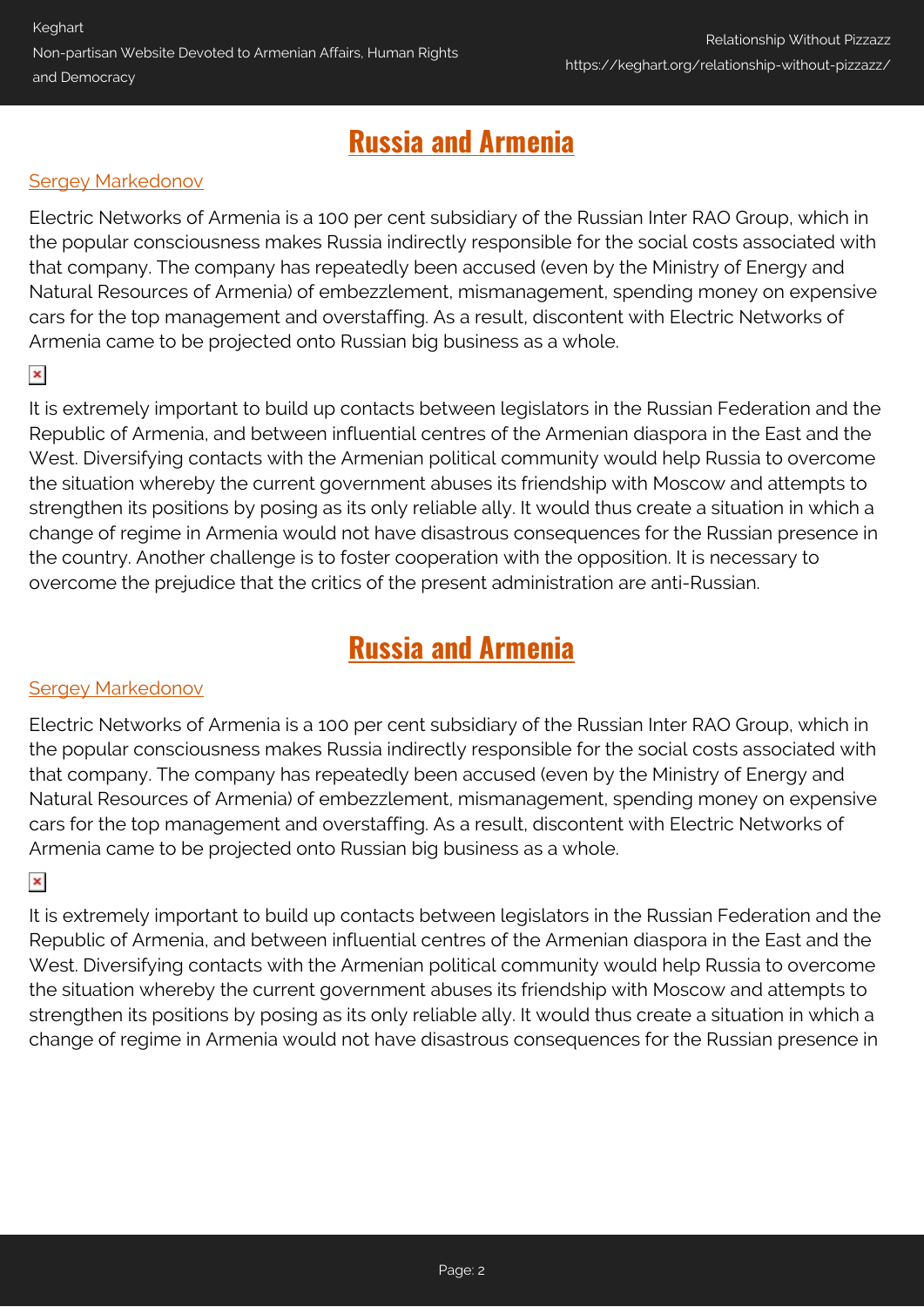## Russia and Armenia

Sergey Markedonov

Electric Networks of Armenia is a 100 per cent subsidiary of the Russian Inter RAO Group, which in the popular consciousness makes Russia indirectly responsible for the social costs associated with that company. The company has repeatedly been accused (even by the Ministry of Energy and Natural Resources of Armenia) of embezzlement, mismanagement, spending money on expensive cars for the top management and overstaffing. As a result, discontent with Electric Networks of Armenia came to be projected onto Russian big business as a whole.

It is extremely important to build up contacts between legislators in the Russian Federation and the Republic of Armenia, and between influential centres of the Armenian diaspora in the East and the West. Diversifying contacts with the Armenian political community would help Russia to overcome the situation whereby the current government abuses its friendship with Moscow and attempts to strengthen its positions by posing as its only reliable ally. It would thus create a situation in which a change of regime in Armenia would not have disastrous consequences for the Russian presence in the country. Another challenge is to foster cooperation with the opposition. It is necessary to overcome the prejudice that the critics of the present administration are anti-Russian.

## Russia and Armenia

Sergey Markedonov

Electric Networks of Armenia is a 100 per cent subsidiary of the Russian Inter RAO Group, which in the popular consciousness makes Russia indirectly responsible for the social costs associated with that company. The company has repeatedly been accused (even by the Ministry of Energy and Natural Resources of Armenia) of embezzlement, mismanagement, spending money on expensive cars for the top management and overstaffing. As a result, discontent with Electric Networks of Armenia came to be projected onto Russian big business as a whole.

It is extremely important to build up contacts between legislators in the Russian Federation and the Republic of Armenia, and between influential centres of the Armenian diaspora in the East and the West. Diversifying contacts with the Armenian political community would help Russia to overcome the situation whereby the current government abuses its friendship with Moscow and attempts to strengthen its positions by posing as its only reliable ally. It would thus create a situation in which a change of regime in Armenia would not have disastrous consequences for the Russian presence in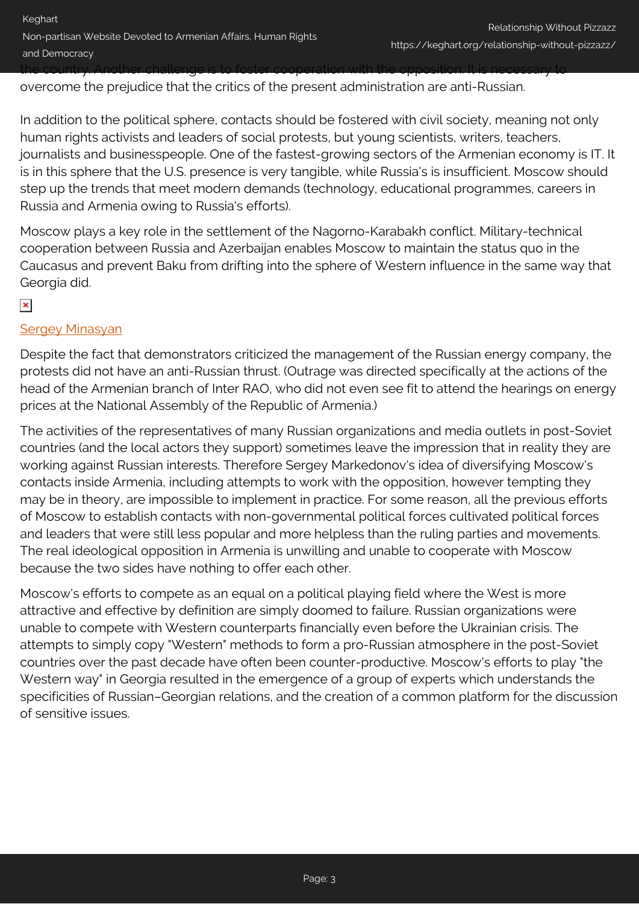the country. Another challenge is to foster cooperation with the opposition. It is necessary to overcome the prejudice that the critics of the present administration are anti-Russian.

In addition to the political sphere, contacts should be fostered with civil society, meaning not only human rights activists and leaders of social protests, but young scientists, writers, teachers, journalists and businesspeople. One of the fastest-growing sectors of the Armenian economy is IT. It is in this sphere that the U.S. presence is very tangible, while Russia's is insufficient. Moscow should step up the trends that meet modern demands (technology, educational programmes, careers in Russia and Armenia owing to Russia's efforts).

Moscow plays a key role in the settlement of the Nagorno-Karabakh conflict. Military-technical cooperation between Russia and Azerbaijan enables Moscow to maintain the status quo in the Caucasus and prevent Baku from drifting into the sphere of Western influence in the same way that Georgia did.

Sergey Minasyan

Despite the fact that demonstrators criticized the management of the Russian energy company, the protests did not have an anti-Russian thrust. (Outrage was directed specifically at the actions of the head of the Armenian branch of Inter RAO, who did not even see fit to attend the hearings on energy prices at the National Assembly of the Republic of Armenia.)

The activities of the representatives of many Russian organizations and media outlets in post-Soviet countries (and the local actors they support) sometimes leave the impression that in reality they are working against Russian interests. Therefore Sergey Markedonov's idea of diversifying Moscow's contacts inside Armenia, including attempts to work with the opposition, however tempting they may be in theory, are impossible to implement in practice. For some reason, all the previous efforts of Moscow to establish contacts with non-governmental political forces cultivated political forces and leaders that were still less popular and more helpless than the ruling parties and movements. The real ideological opposition in Armenia is unwilling and unable to cooperate with Moscow because the two sides have nothing to offer each other.

Moscow's efforts to compete as an equal on a political playing field where the West is more attractive and effective by definition are simply doomed to failure. Russian organizations were unable to compete with Western counterparts financially even before the Ukrainian crisis. The attempts to simply copy "Western" methods to form a pro-Russian atmosphere in the post-Soviet countries over the past decade have often been counter-productive. Moscow's efforts to play "the Western way" in Georgia resulted in the emergence of a group of experts which understands the specificities of Russian–Georgian relations, and the creation of a common platform for the discussion of sensitive issues.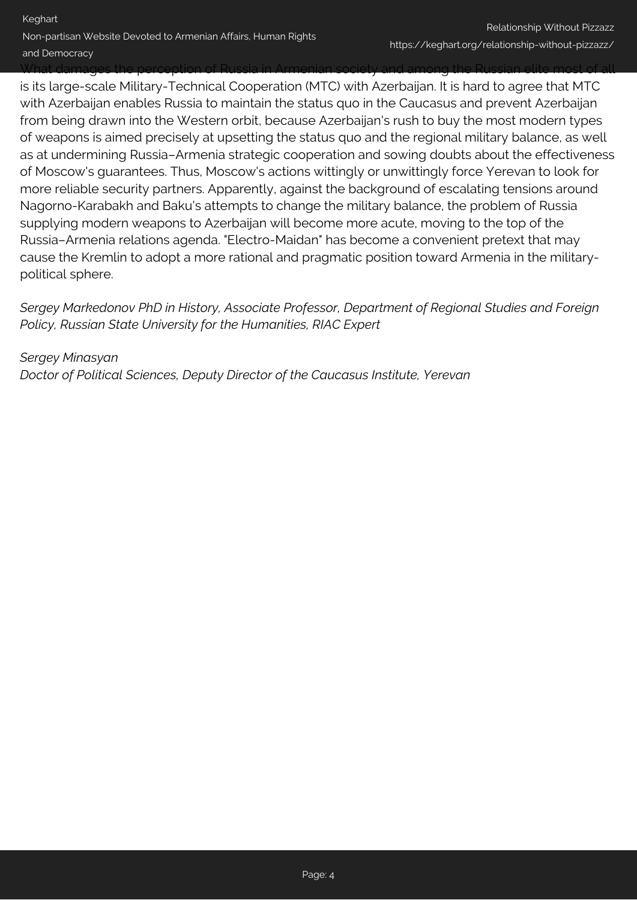What damages the perception of Russia in Armenian society and among the Russian elite most of all is its large-scale Military-Technical Cooperation (MTC) with Azerbaijan. It is hard to agree that MTC with Azerbaijan enables Russia to maintain the status quo in the Caucasus and prevent Azerbaijan from being drawn into the Western orbit, because Azerbaijan's rush to buy the most modern types of weapons is aimed precisely at upsetting the status quo and the regional military balance, as well as at undermining Russia–Armenia strategic cooperation and sowing doubts about the effectiveness of Moscow's guarantees. Thus, Moscow's actions wittingly or unwittingly force Yerevan to look for more reliable security partners. Apparently, against the background of escalating tensions around Nagorno-Karabakh and Baku's attempts to change the military balance, the problem of Russia supplying modern weapons to Azerbaijan will become more acute, moving to the top of the Russia–Armenia relations agenda. "Electro-Maidan" has become a convenient pretext that may cause the Kremlin to adopt a more rational and pragmatic position toward Armenia in the military-political sphere.

*Sergey Markedonov PhD in History, Associate Professor, Department of Regional Studies and Foreign Policy, Russian State University for the Humanities, RIAC Expert*

*Sergey Minasyan*
*Doctor of Political Sciences, Deputy Director of the Caucasus Institute, Yerevan*